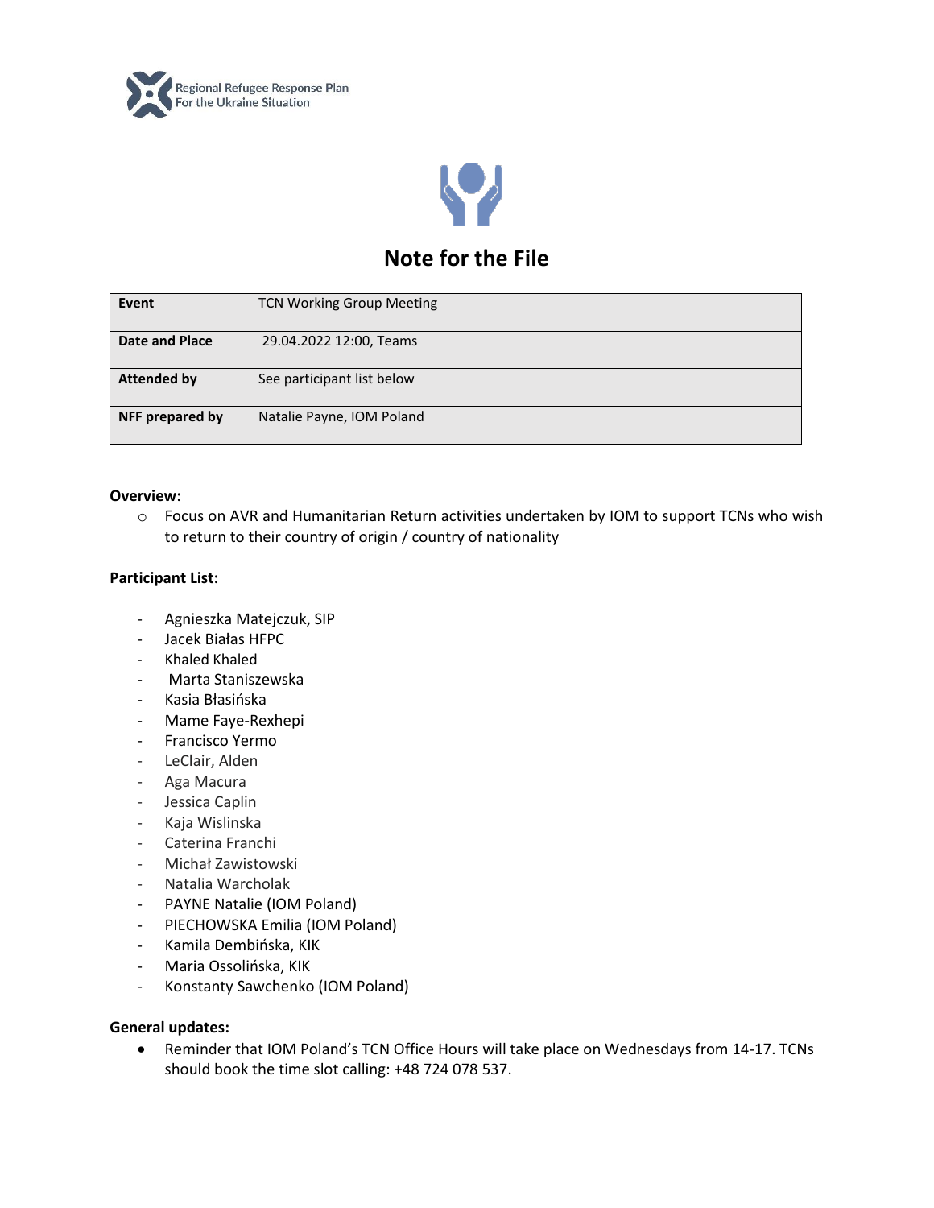Regional Refugee Response Plan
For the Ukraine Situation

# Note for the File

| Event | TCN Working Group Meeting |
|---|---|
| Date and Place | 29.04.2022 12:00, Teams |
| Attended by | See participant list below |
| NFF prepared by | Natalie Payne, IOM Poland |

**Overview:**

- Focus on AVR and Humanitarian Return activities undertaken by IOM to support TCNs who wish to return to their country of origin / country of nationality

**Participant List:**

- Agnieszka Matejczuk, SIP
- Jacek Białas HFPC
- Khaled Khaled
- Marta Staniszewska
- Kasia Błasińska
- Mame Faye-Rexhepi
- Francisco Yermo
- LeClair, Alden
- Aga Macura
- Jessica Caplin
- Kaja Wislinska
- Caterina Franchi
- Michał Zawistowski
- Natalia Warcholak
- PAYNE Natalie (IOM Poland)
- PIECHOWSKA Emilia (IOM Poland)
- Kamila Dembińska, KIK
- Maria Ossolińska, KIK
- Konstanty Sawchenko (IOM Poland)

**General updates:**

- Reminder that IOM Poland's TCN Office Hours will take place on Wednesdays from 14-17. TCNs should book the time slot calling: +48 724 078 537.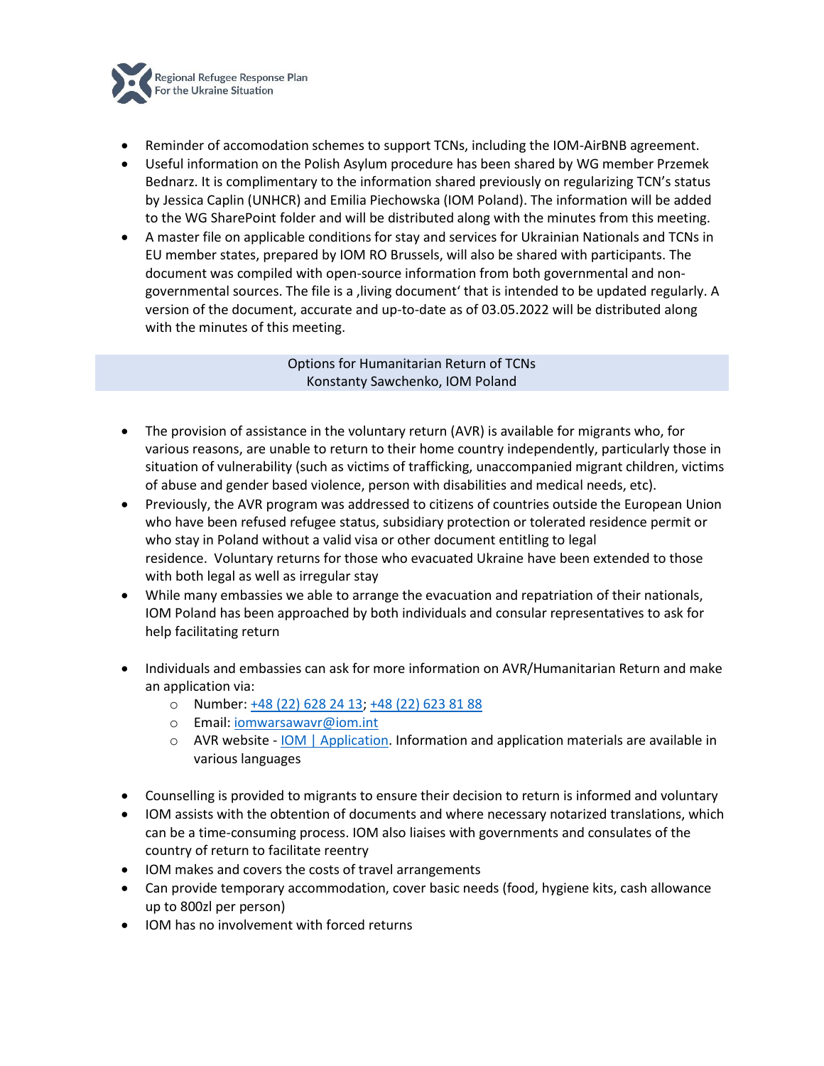- Reminder of accomodation schemes to support TCNs, including the IOM-AirBNB agreement.
- Useful information on the Polish Asylum procedure has been shared by WG member Przemek Bednarz. It is complimentary to the information shared previously on regularizing TCN's status by Jessica Caplin (UNHCR) and Emilia Piechowska (IOM Poland). The information will be added to the WG SharePoint folder and will be distributed along with the minutes from this meeting.
- A master file on applicable conditions for stay and services for Ukrainian Nationals and TCNs in EU member states, prepared by IOM RO Brussels, will also be shared with participants. The document was compiled with open-source information from both governmental and non-governmental sources. The file is a ‚living document' that is intended to be updated regularly. A version of the document, accurate and up-to-date as of 03.05.2022 will be distributed along with the minutes of this meeting.

## Options for Humanitarian Return of TCNs
Konstanty Sawchenko, IOM Poland

- The provision of assistance in the voluntary return (AVR) is available for migrants who, for various reasons, are unable to return to their home country independently, particularly those in situation of vulnerability (such as victims of trafficking, unaccompanied migrant children, victims of abuse and gender based violence, person with disabilities and medical needs, etc).
- Previously, the AVR program was addressed to citizens of countries outside the European Union who have been refused refugee status, subsidiary protection or tolerated residence permit or who stay in Poland without a valid visa or other document entitling to legal residence. Voluntary returns for those who evacuated Ukraine have been extended to those with both legal as well as irregular stay
- While many embassies we able to arrange the evacuation and repatriation of their nationals, IOM Poland has been approached by both individuals and consular representatives to ask for help facilitating return

- Individuals and embassies can ask for more information on AVR/Humanitarian Return and make an application via:
  - Number: +48 (22) 628 24 13; +48 (22) 623 81 88
  - Email: iomwarsawavr@iom.int
  - AVR website - IOM | Application. Information and application materials are available in various languages

- Counselling is provided to migrants to ensure their decision to return is informed and voluntary
- IOM assists with the obtention of documents and where necessary notarized translations, which can be a time-consuming process. IOM also liaises with governments and consulates of the country of return to facilitate reentry
- IOM makes and covers the costs of travel arrangements
- Can provide temporary accommodation, cover basic needs (food, hygiene kits, cash allowance up to 800zl per person)
- IOM has no involvement with forced returns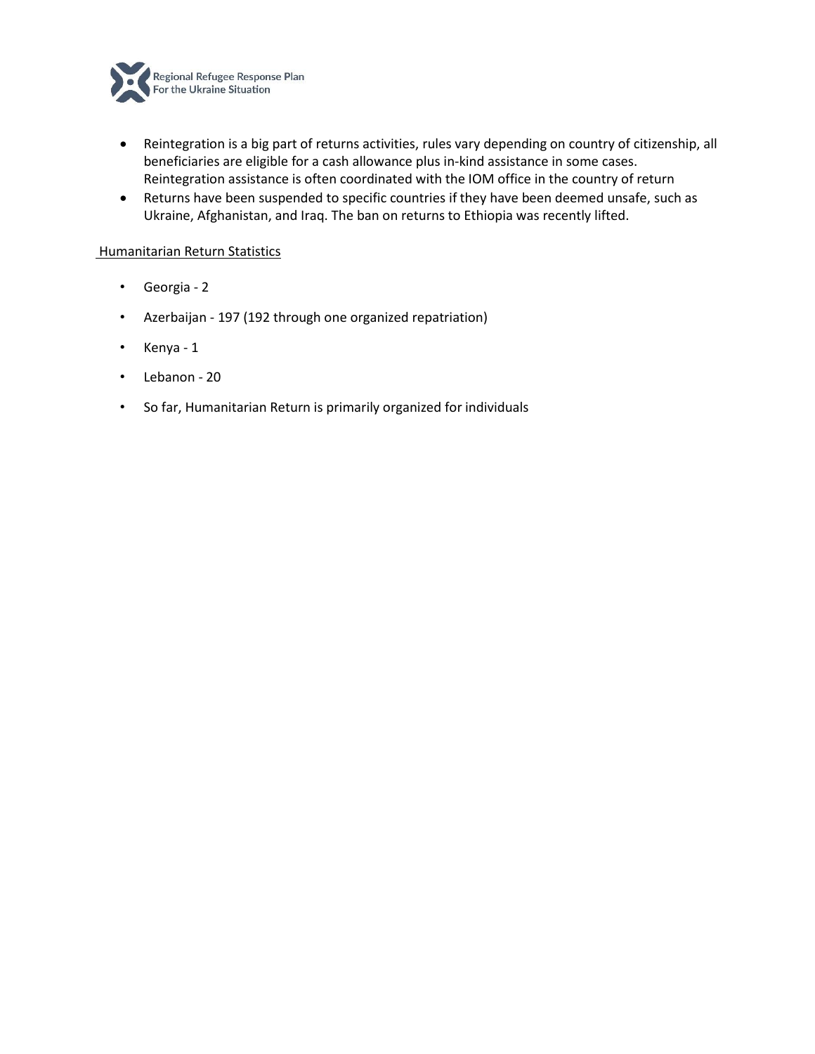- Reintegration is a big part of returns activities, rules vary depending on country of citizenship, all beneficiaries are eligible for a cash allowance plus in-kind assistance in some cases. Reintegration assistance is often coordinated with the IOM office in the country of return
- Returns have been suspended to specific countries if they have been deemed unsafe, such as Ukraine, Afghanistan, and Iraq. The ban on returns to Ethiopia was recently lifted.

Humanitarian Return Statistics

- Georgia - 2
- Azerbaijan - 197 (192 through one organized repatriation)
- Kenya - 1
- Lebanon - 20
- So far, Humanitarian Return is primarily organized for individuals